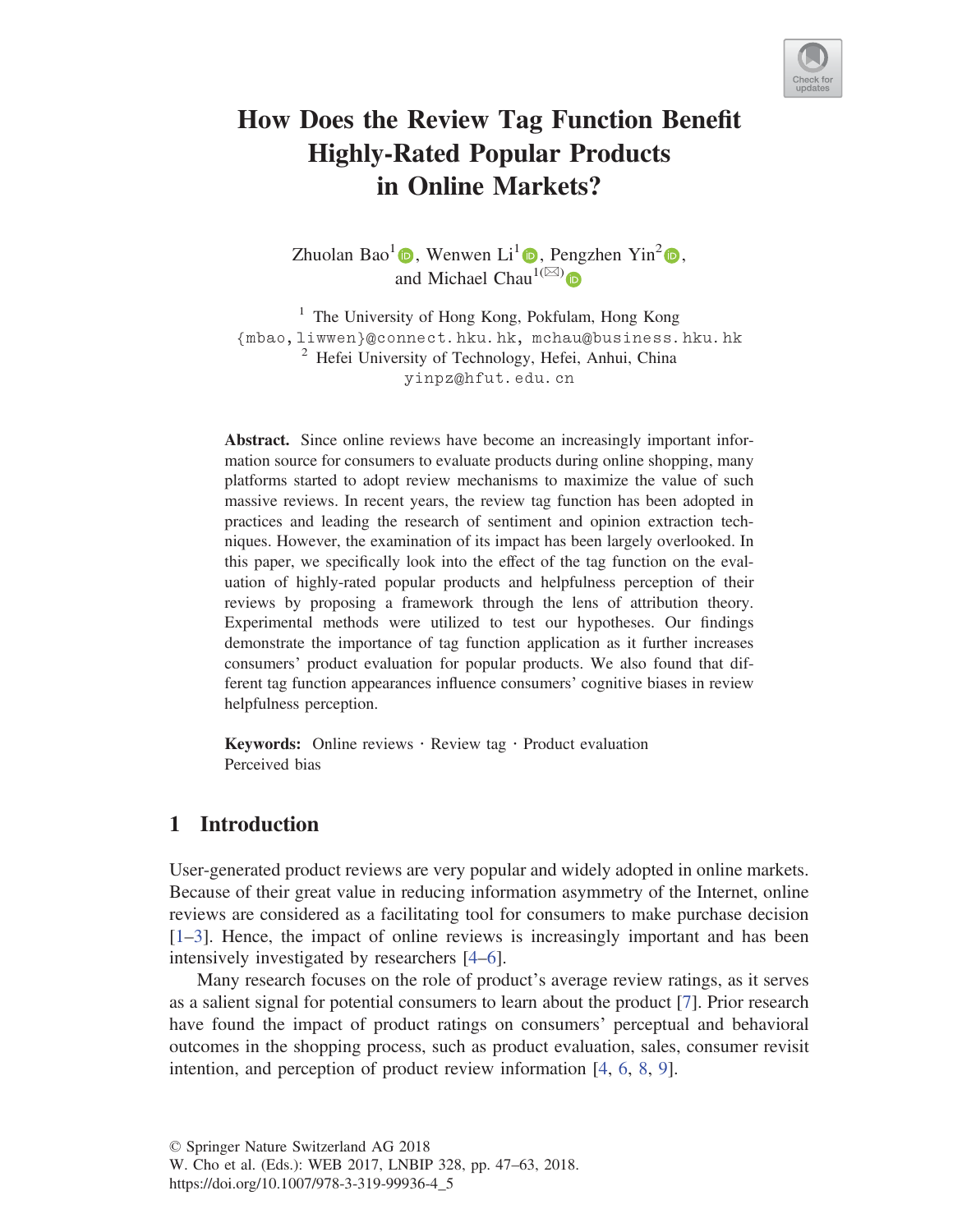# How Does the Review Tag Function Benefit Highly-Rated Popular Products in Online Markets?

Zhuolan Bao[1], Wenwen Li[1], Pengzhen Yin[2], and Michael Chau[1(✉)]

[1] The University of Hong Kong, Pokfulam, Hong Kong
{mbao,liwwen}@connect.hku.hk, mchau@business.hku.hk

[2] Hefei University of Technology, Hefei, Anhui, China
yinpz@hfut.edu.cn

**Abstract.** Since online reviews have become an increasingly important information source for consumers to evaluate products during online shopping, many platforms started to adopt review mechanisms to maximize the value of such massive reviews. In recent years, the review tag function has been adopted in practices and leading the research of sentiment and opinion extraction techniques. However, the examination of its impact has been largely overlooked. In this paper, we specifically look into the effect of the tag function on the evaluation of highly-rated popular products and helpfulness perception of their reviews by proposing a framework through the lens of attribution theory. Experimental methods were utilized to test our hypotheses. Our findings demonstrate the importance of tag function application as it further increases consumers' product evaluation for popular products. We also found that different tag function appearances influence consumers' cognitive biases in review helpfulness perception.

**Keywords:** Online reviews · Review tag · Product evaluation Perceived bias

## 1 Introduction

User-generated product reviews are very popular and widely adopted in online markets. Because of their great value in reducing information asymmetry of the Internet, online reviews are considered as a facilitating tool for consumers to make purchase decision [1–3]. Hence, the impact of online reviews is increasingly important and has been intensively investigated by researchers [4–6].

Many research focuses on the role of product's average review ratings, as it serves as a salient signal for potential consumers to learn about the product [7]. Prior research have found the impact of product ratings on consumers' perceptual and behavioral outcomes in the shopping process, such as product evaluation, sales, consumer revisit intention, and perception of product review information [4, 6, 8, 9].

© Springer Nature Switzerland AG 2018
W. Cho et al. (Eds.): WEB 2017, LNBIP 328, pp. 47–63, 2018.
https://doi.org/10.1007/978-3-319-99936-4_5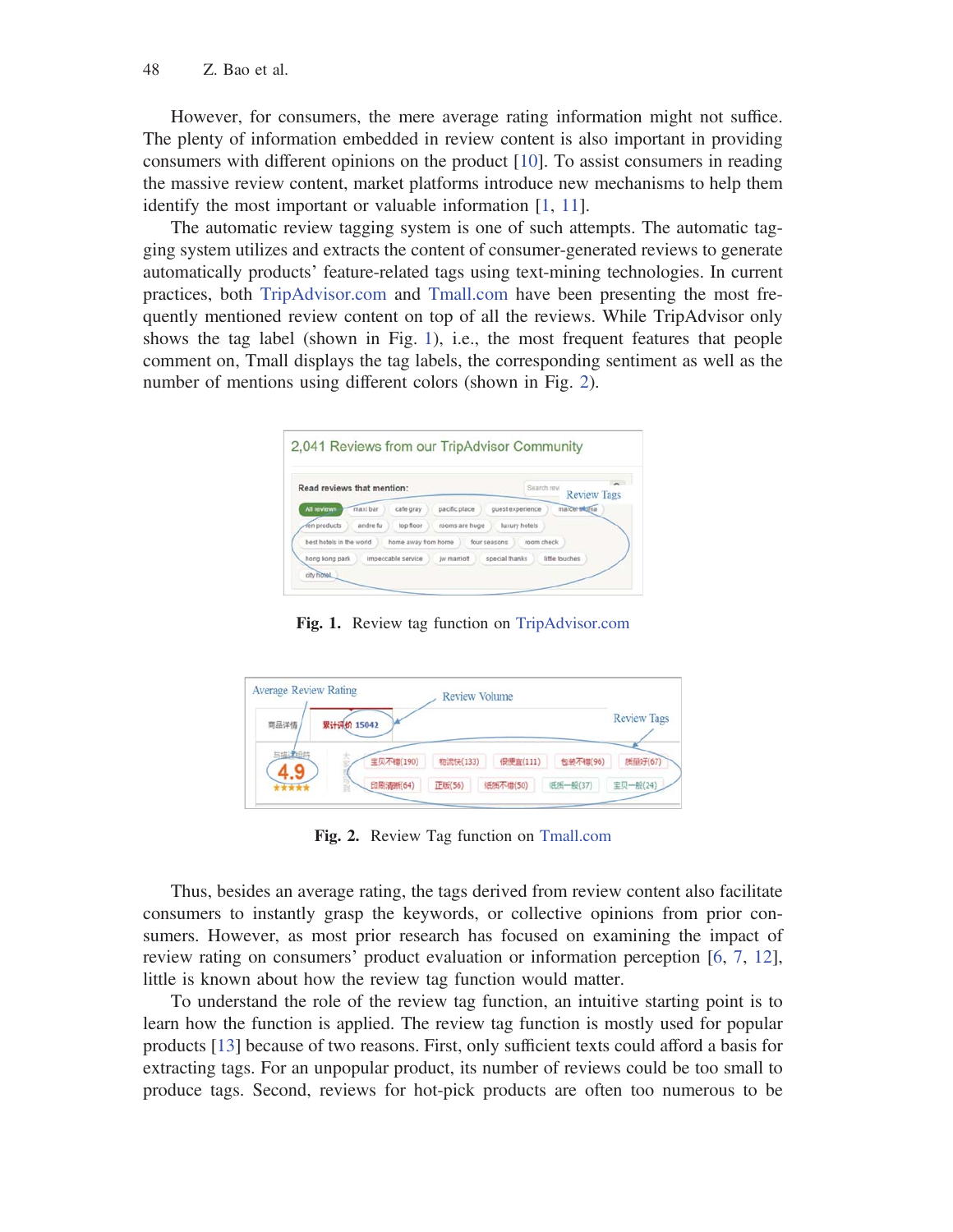However, for consumers, the mere average rating information might not suffice. The plenty of information embedded in review content is also important in providing consumers with different opinions on the product [10]. To assist consumers in reading the massive review content, market platforms introduce new mechanisms to help them identify the most important or valuable information [1, 11].

The automatic review tagging system is one of such attempts. The automatic tagging system utilizes and extracts the content of consumer-generated reviews to generate automatically products' feature-related tags using text-mining technologies. In current practices, both TripAdvisor.com and Tmall.com have been presenting the most frequently mentioned review content on top of all the reviews. While TripAdvisor only shows the tag label (shown in Fig. 1), i.e., the most frequent features that people comment on, Tmall displays the tag labels, the corresponding sentiment as well as the number of mentions using different colors (shown in Fig. 2).

**Fig. 1.** Review tag function on TripAdvisor.com

**Fig. 2.** Review Tag function on Tmall.com

Thus, besides an average rating, the tags derived from review content also facilitate consumers to instantly grasp the keywords, or collective opinions from prior consumers. However, as most prior research has focused on examining the impact of review rating on consumers' product evaluation or information perception [6, 7, 12], little is known about how the review tag function would matter.

To understand the role of the review tag function, an intuitive starting point is to learn how the function is applied. The review tag function is mostly used for popular products [13] because of two reasons. First, only sufficient texts could afford a basis for extracting tags. For an unpopular product, its number of reviews could be too small to produce tags. Second, reviews for hot-pick products are often too numerous to be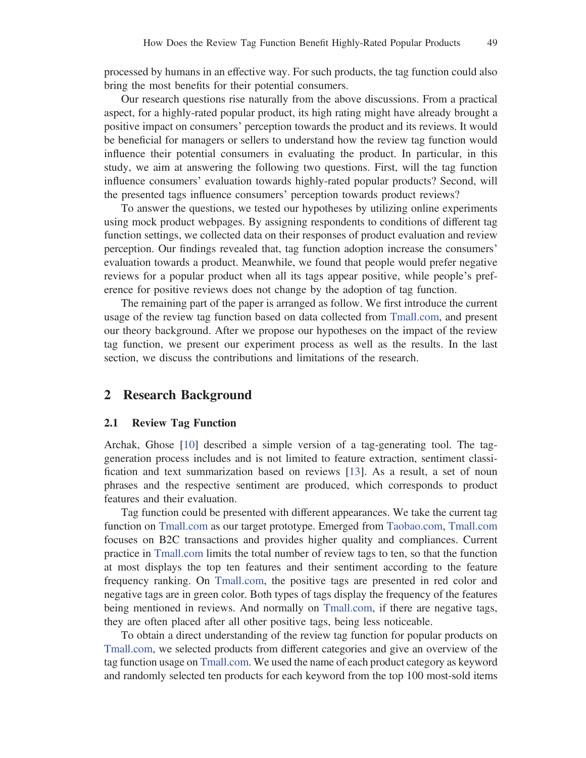processed by humans in an effective way. For such products, the tag function could also bring the most benefits for their potential consumers.

Our research questions rise naturally from the above discussions. From a practical aspect, for a highly-rated popular product, its high rating might have already brought a positive impact on consumers' perception towards the product and its reviews. It would be beneficial for managers or sellers to understand how the review tag function would influence their potential consumers in evaluating the product. In particular, in this study, we aim at answering the following two questions. First, will the tag function influence consumers' evaluation towards highly-rated popular products? Second, will the presented tags influence consumers' perception towards product reviews?

To answer the questions, we tested our hypotheses by utilizing online experiments using mock product webpages. By assigning respondents to conditions of different tag function settings, we collected data on their responses of product evaluation and review perception. Our findings revealed that, tag function adoption increase the consumers' evaluation towards a product. Meanwhile, we found that people would prefer negative reviews for a popular product when all its tags appear positive, while people's preference for positive reviews does not change by the adoption of tag function.

The remaining part of the paper is arranged as follow. We first introduce the current usage of the review tag function based on data collected from Tmall.com, and present our theory background. After we propose our hypotheses on the impact of the review tag function, we present our experiment process as well as the results. In the last section, we discuss the contributions and limitations of the research.

## 2 Research Background

### 2.1 Review Tag Function

Archak, Ghose [10] described a simple version of a tag-generating tool. The tag-generation process includes and is not limited to feature extraction, sentiment classification and text summarization based on reviews [13]. As a result, a set of noun phrases and the respective sentiment are produced, which corresponds to product features and their evaluation.

Tag function could be presented with different appearances. We take the current tag function on Tmall.com as our target prototype. Emerged from Taobao.com, Tmall.com focuses on B2C transactions and provides higher quality and compliances. Current practice in Tmall.com limits the total number of review tags to ten, so that the function at most displays the top ten features and their sentiment according to the feature frequency ranking. On Tmall.com, the positive tags are presented in red color and negative tags are in green color. Both types of tags display the frequency of the features being mentioned in reviews. And normally on Tmall.com, if there are negative tags, they are often placed after all other positive tags, being less noticeable.

To obtain a direct understanding of the review tag function for popular products on Tmall.com, we selected products from different categories and give an overview of the tag function usage on Tmall.com. We used the name of each product category as keyword and randomly selected ten products for each keyword from the top 100 most-sold items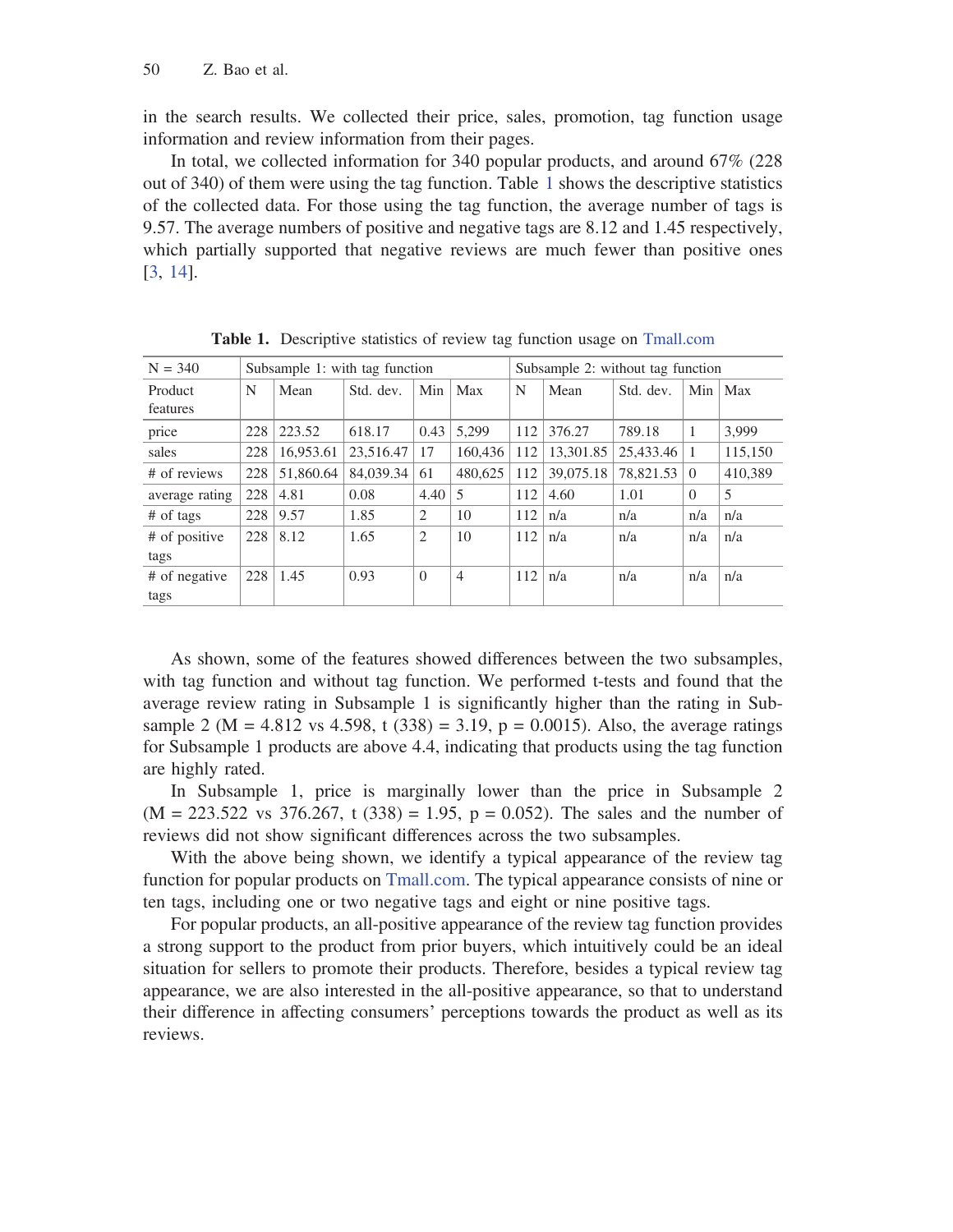in the search results. We collected their price, sales, promotion, tag function usage information and review information from their pages.

In total, we collected information for 340 popular products, and around 67% (228 out of 340) of them were using the tag function. Table 1 shows the descriptive statistics of the collected data. For those using the tag function, the average number of tags is 9.57. The average numbers of positive and negative tags are 8.12 and 1.45 respectively, which partially supported that negative reviews are much fewer than positive ones [3, 14].

**Table 1.** Descriptive statistics of review tag function usage on Tmall.com

| N = 340 | Subsample 1: with tag function | | | | | Subsample 2: without tag function | | | | |
|---|---|---|---|---|---|---|---|---|---|---|
| Product features | N | Mean | Std. dev. | Min | Max | N | Mean | Std. dev. | Min | Max |
| price | 228 | 223.52 | 618.17 | 0.43 | 5,299 | 112 | 376.27 | 789.18 | 1 | 3,999 |
| sales | 228 | 16,953.61 | 23,516.47 | 17 | 160,436 | 112 | 13,301.85 | 25,433.46 | 1 | 115,150 |
| # of reviews | 228 | 51,860.64 | 84,039.34 | 61 | 480,625 | 112 | 39,075.18 | 78,821.53 | 0 | 410,389 |
| average rating | 228 | 4.81 | 0.08 | 4.40 | 5 | 112 | 4.60 | 1.01 | 0 | 5 |
| # of tags | 228 | 9.57 | 1.85 | 2 | 10 | 112 | n/a | n/a | n/a | n/a |
| # of positive tags | 228 | 8.12 | 1.65 | 2 | 10 | 112 | n/a | n/a | n/a | n/a |
| # of negative tags | 228 | 1.45 | 0.93 | 0 | 4 | 112 | n/a | n/a | n/a | n/a |

As shown, some of the features showed differences between the two subsamples, with tag function and without tag function. We performed t-tests and found that the average review rating in Subsample 1 is significantly higher than the rating in Subsample 2 (M = 4.812 vs 4.598, $t\ (338) = 3.19$, $p = 0.0015$). Also, the average ratings for Subsample 1 products are above 4.4, indicating that products using the tag function are highly rated.

In Subsample 1, price is marginally lower than the price in Subsample 2 (M = 223.522 vs 376.267, $t\ (338) = 1.95$, $p = 0.052$). The sales and the number of reviews did not show significant differences across the two subsamples.

With the above being shown, we identify a typical appearance of the review tag function for popular products on Tmall.com. The typical appearance consists of nine or ten tags, including one or two negative tags and eight or nine positive tags.

For popular products, an all-positive appearance of the review tag function provides a strong support to the product from prior buyers, which intuitively could be an ideal situation for sellers to promote their products. Therefore, besides a typical review tag appearance, we are also interested in the all-positive appearance, so that to understand their difference in affecting consumers' perceptions towards the product as well as its reviews.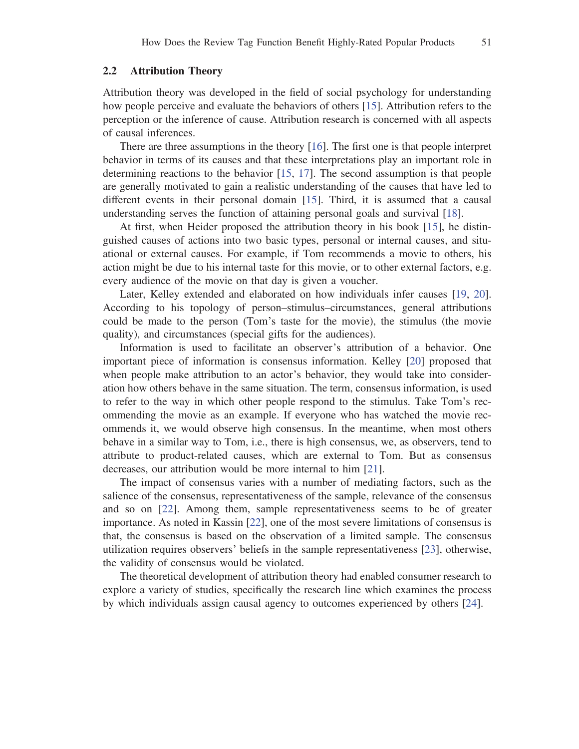## 2.2 Attribution Theory

Attribution theory was developed in the field of social psychology for understanding how people perceive and evaluate the behaviors of others [15]. Attribution refers to the perception or the inference of cause. Attribution research is concerned with all aspects of causal inferences.

There are three assumptions in the theory [16]. The first one is that people interpret behavior in terms of its causes and that these interpretations play an important role in determining reactions to the behavior [15, 17]. The second assumption is that people are generally motivated to gain a realistic understanding of the causes that have led to different events in their personal domain [15]. Third, it is assumed that a causal understanding serves the function of attaining personal goals and survival [18].

At first, when Heider proposed the attribution theory in his book [15], he distinguished causes of actions into two basic types, personal or internal causes, and situational or external causes. For example, if Tom recommends a movie to others, his action might be due to his internal taste for this movie, or to other external factors, e.g. every audience of the movie on that day is given a voucher.

Later, Kelley extended and elaborated on how individuals infer causes [19, 20]. According to his topology of person–stimulus–circumstances, general attributions could be made to the person (Tom's taste for the movie), the stimulus (the movie quality), and circumstances (special gifts for the audiences).

Information is used to facilitate an observer's attribution of a behavior. One important piece of information is consensus information. Kelley [20] proposed that when people make attribution to an actor's behavior, they would take into consideration how others behave in the same situation. The term, consensus information, is used to refer to the way in which other people respond to the stimulus. Take Tom's recommending the movie as an example. If everyone who has watched the movie recommends it, we would observe high consensus. In the meantime, when most others behave in a similar way to Tom, i.e., there is high consensus, we, as observers, tend to attribute to product-related causes, which are external to Tom. But as consensus decreases, our attribution would be more internal to him [21].

The impact of consensus varies with a number of mediating factors, such as the salience of the consensus, representativeness of the sample, relevance of the consensus and so on [22]. Among them, sample representativeness seems to be of greater importance. As noted in Kassin [22], one of the most severe limitations of consensus is that, the consensus is based on the observation of a limited sample. The consensus utilization requires observers' beliefs in the sample representativeness [23], otherwise, the validity of consensus would be violated.

The theoretical development of attribution theory had enabled consumer research to explore a variety of studies, specifically the research line which examines the process by which individuals assign causal agency to outcomes experienced by others [24].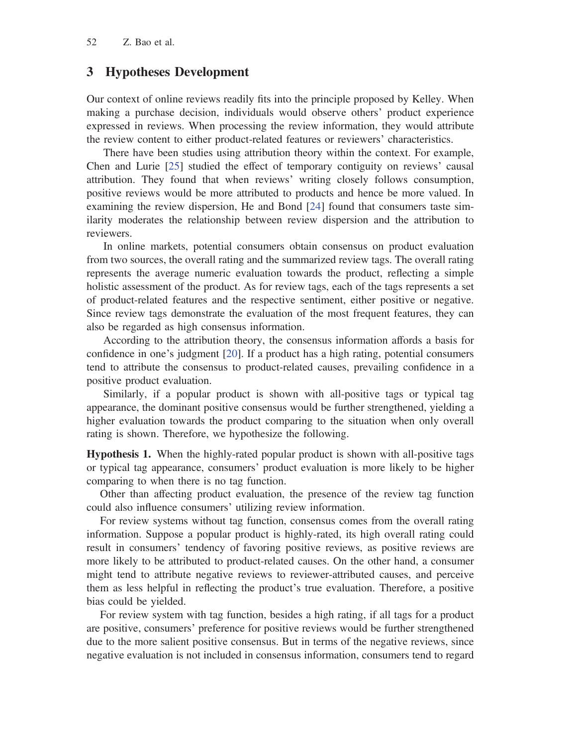## 3 Hypotheses Development

Our context of online reviews readily fits into the principle proposed by Kelley. When making a purchase decision, individuals would observe others' product experience expressed in reviews. When processing the review information, they would attribute the review content to either product-related features or reviewers' characteristics.

There have been studies using attribution theory within the context. For example, Chen and Lurie [25] studied the effect of temporary contiguity on reviews' causal attribution. They found that when reviews' writing closely follows consumption, positive reviews would be more attributed to products and hence be more valued. In examining the review dispersion, He and Bond [24] found that consumers taste similarity moderates the relationship between review dispersion and the attribution to reviewers.

In online markets, potential consumers obtain consensus on product evaluation from two sources, the overall rating and the summarized review tags. The overall rating represents the average numeric evaluation towards the product, reflecting a simple holistic assessment of the product. As for review tags, each of the tags represents a set of product-related features and the respective sentiment, either positive or negative. Since review tags demonstrate the evaluation of the most frequent features, they can also be regarded as high consensus information.

According to the attribution theory, the consensus information affords a basis for confidence in one's judgment [20]. If a product has a high rating, potential consumers tend to attribute the consensus to product-related causes, prevailing confidence in a positive product evaluation.

Similarly, if a popular product is shown with all-positive tags or typical tag appearance, the dominant positive consensus would be further strengthened, yielding a higher evaluation towards the product comparing to the situation when only overall rating is shown. Therefore, we hypothesize the following.

**Hypothesis 1.** When the highly-rated popular product is shown with all-positive tags or typical tag appearance, consumers' product evaluation is more likely to be higher comparing to when there is no tag function.

Other than affecting product evaluation, the presence of the review tag function could also influence consumers' utilizing review information.

For review systems without tag function, consensus comes from the overall rating information. Suppose a popular product is highly-rated, its high overall rating could result in consumers' tendency of favoring positive reviews, as positive reviews are more likely to be attributed to product-related causes. On the other hand, a consumer might tend to attribute negative reviews to reviewer-attributed causes, and perceive them as less helpful in reflecting the product's true evaluation. Therefore, a positive bias could be yielded.

For review system with tag function, besides a high rating, if all tags for a product are positive, consumers' preference for positive reviews would be further strengthened due to the more salient positive consensus. But in terms of the negative reviews, since negative evaluation is not included in consensus information, consumers tend to regard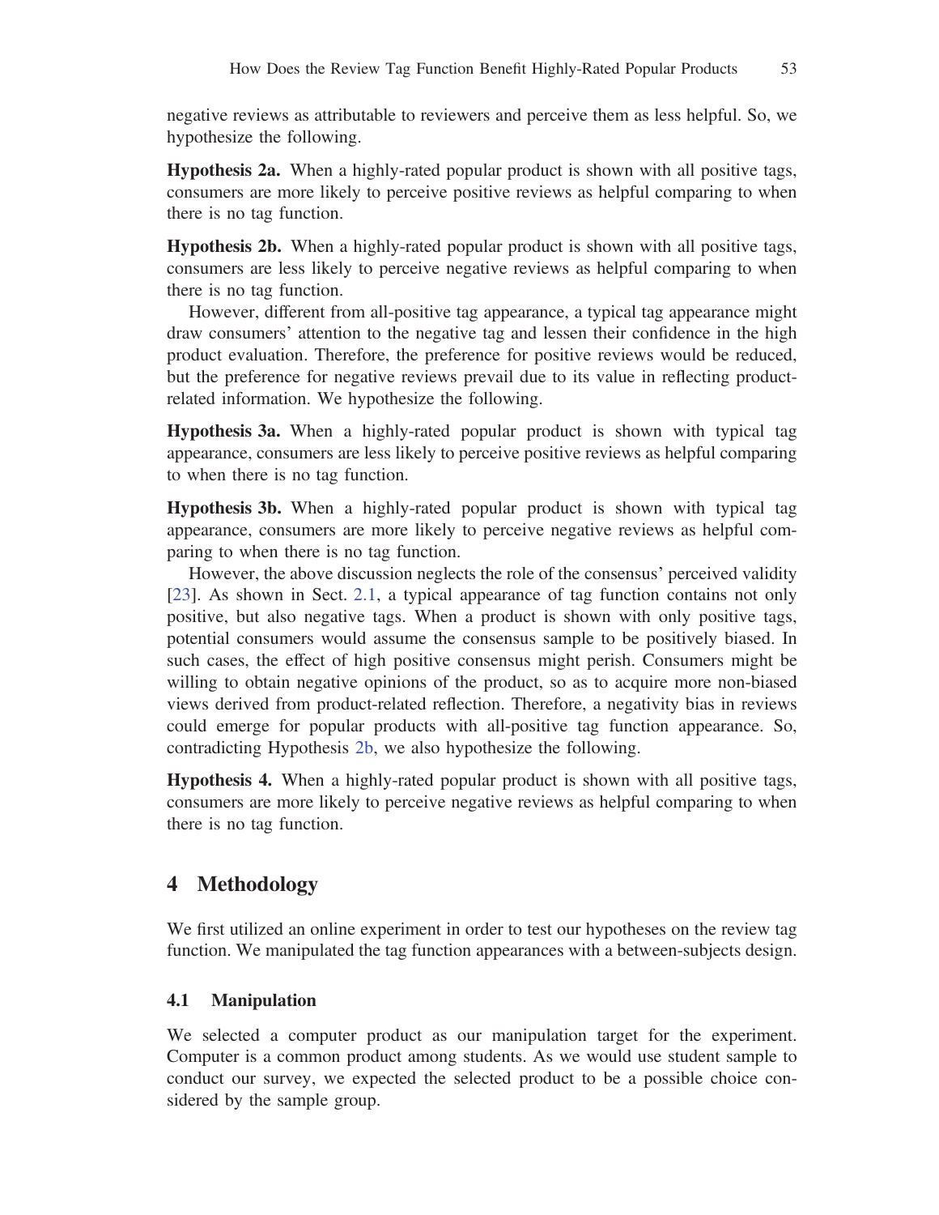negative reviews as attributable to reviewers and perceive them as less helpful. So, we hypothesize the following.

**Hypothesis 2a.** When a highly-rated popular product is shown with all positive tags, consumers are more likely to perceive positive reviews as helpful comparing to when there is no tag function.

**Hypothesis 2b.** When a highly-rated popular product is shown with all positive tags, consumers are less likely to perceive negative reviews as helpful comparing to when there is no tag function.

However, different from all-positive tag appearance, a typical tag appearance might draw consumers' attention to the negative tag and lessen their confidence in the high product evaluation. Therefore, the preference for positive reviews would be reduced, but the preference for negative reviews prevail due to its value in reflecting product-related information. We hypothesize the following.

**Hypothesis 3a.** When a highly-rated popular product is shown with typical tag appearance, consumers are less likely to perceive positive reviews as helpful comparing to when there is no tag function.

**Hypothesis 3b.** When a highly-rated popular product is shown with typical tag appearance, consumers are more likely to perceive negative reviews as helpful comparing to when there is no tag function.

However, the above discussion neglects the role of the consensus' perceived validity [23]. As shown in Sect. 2.1, a typical appearance of tag function contains not only positive, but also negative tags. When a product is shown with only positive tags, potential consumers would assume the consensus sample to be positively biased. In such cases, the effect of high positive consensus might perish. Consumers might be willing to obtain negative opinions of the product, so as to acquire more non-biased views derived from product-related reflection. Therefore, a negativity bias in reviews could emerge for popular products with all-positive tag function appearance. So, contradicting Hypothesis 2b, we also hypothesize the following.

**Hypothesis 4.** When a highly-rated popular product is shown with all positive tags, consumers are more likely to perceive negative reviews as helpful comparing to when there is no tag function.

## 4 Methodology

We first utilized an online experiment in order to test our hypotheses on the review tag function. We manipulated the tag function appearances with a between-subjects design.

### 4.1 Manipulation

We selected a computer product as our manipulation target for the experiment. Computer is a common product among students. As we would use student sample to conduct our survey, we expected the selected product to be a possible choice considered by the sample group.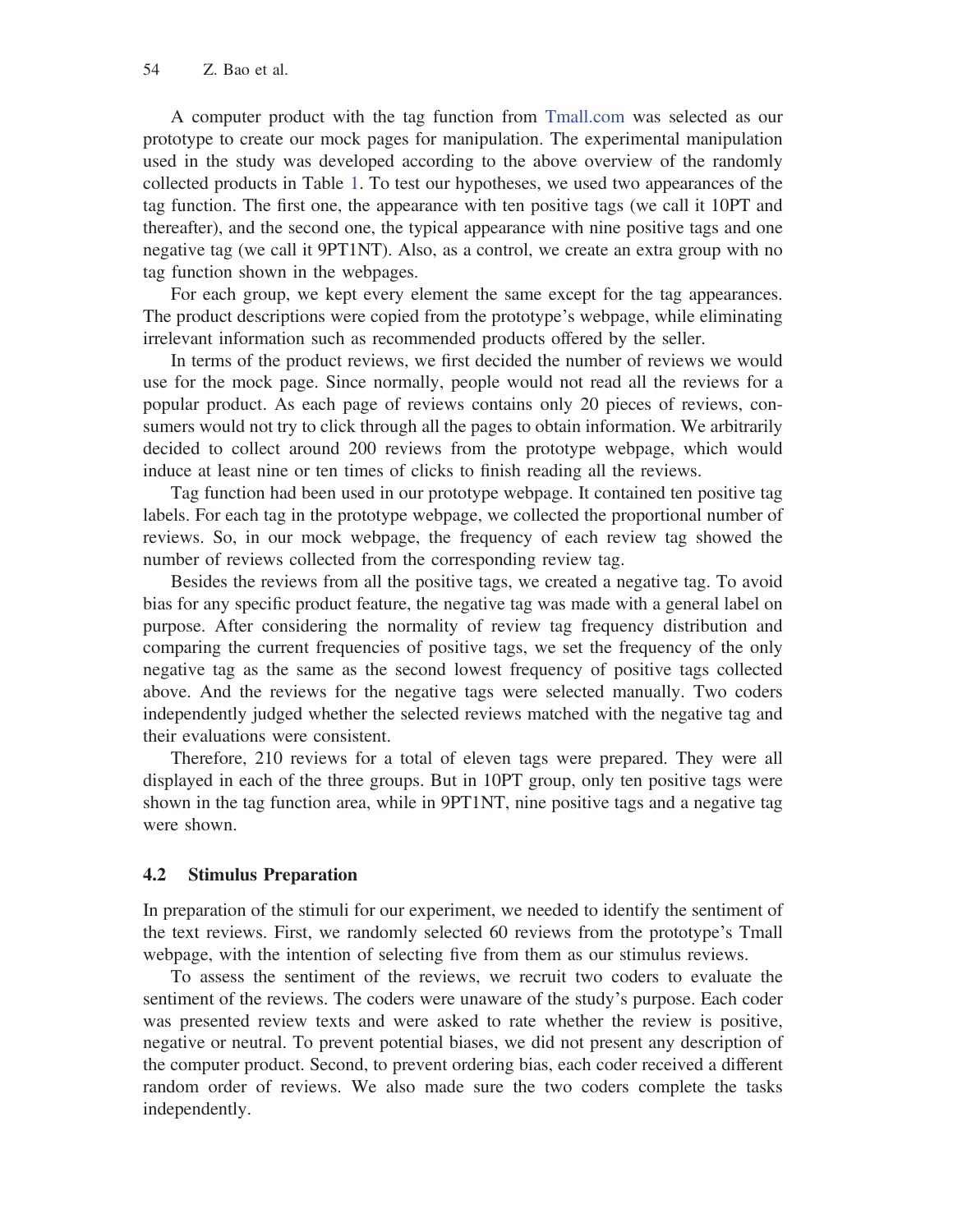A computer product with the tag function from Tmall.com was selected as our prototype to create our mock pages for manipulation. The experimental manipulation used in the study was developed according to the above overview of the randomly collected products in Table 1. To test our hypotheses, we used two appearances of the tag function. The first one, the appearance with ten positive tags (we call it 10PT and thereafter), and the second one, the typical appearance with nine positive tags and one negative tag (we call it 9PT1NT). Also, as a control, we create an extra group with no tag function shown in the webpages.

For each group, we kept every element the same except for the tag appearances. The product descriptions were copied from the prototype's webpage, while eliminating irrelevant information such as recommended products offered by the seller.

In terms of the product reviews, we first decided the number of reviews we would use for the mock page. Since normally, people would not read all the reviews for a popular product. As each page of reviews contains only 20 pieces of reviews, consumers would not try to click through all the pages to obtain information. We arbitrarily decided to collect around 200 reviews from the prototype webpage, which would induce at least nine or ten times of clicks to finish reading all the reviews.

Tag function had been used in our prototype webpage. It contained ten positive tag labels. For each tag in the prototype webpage, we collected the proportional number of reviews. So, in our mock webpage, the frequency of each review tag showed the number of reviews collected from the corresponding review tag.

Besides the reviews from all the positive tags, we created a negative tag. To avoid bias for any specific product feature, the negative tag was made with a general label on purpose. After considering the normality of review tag frequency distribution and comparing the current frequencies of positive tags, we set the frequency of the only negative tag as the same as the second lowest frequency of positive tags collected above. And the reviews for the negative tags were selected manually. Two coders independently judged whether the selected reviews matched with the negative tag and their evaluations were consistent.

Therefore, 210 reviews for a total of eleven tags were prepared. They were all displayed in each of the three groups. But in 10PT group, only ten positive tags were shown in the tag function area, while in 9PT1NT, nine positive tags and a negative tag were shown.

### 4.2 Stimulus Preparation

In preparation of the stimuli for our experiment, we needed to identify the sentiment of the text reviews. First, we randomly selected 60 reviews from the prototype's Tmall webpage, with the intention of selecting five from them as our stimulus reviews.

To assess the sentiment of the reviews, we recruit two coders to evaluate the sentiment of the reviews. The coders were unaware of the study's purpose. Each coder was presented review texts and were asked to rate whether the review is positive, negative or neutral. To prevent potential biases, we did not present any description of the computer product. Second, to prevent ordering bias, each coder received a different random order of reviews. We also made sure the two coders complete the tasks independently.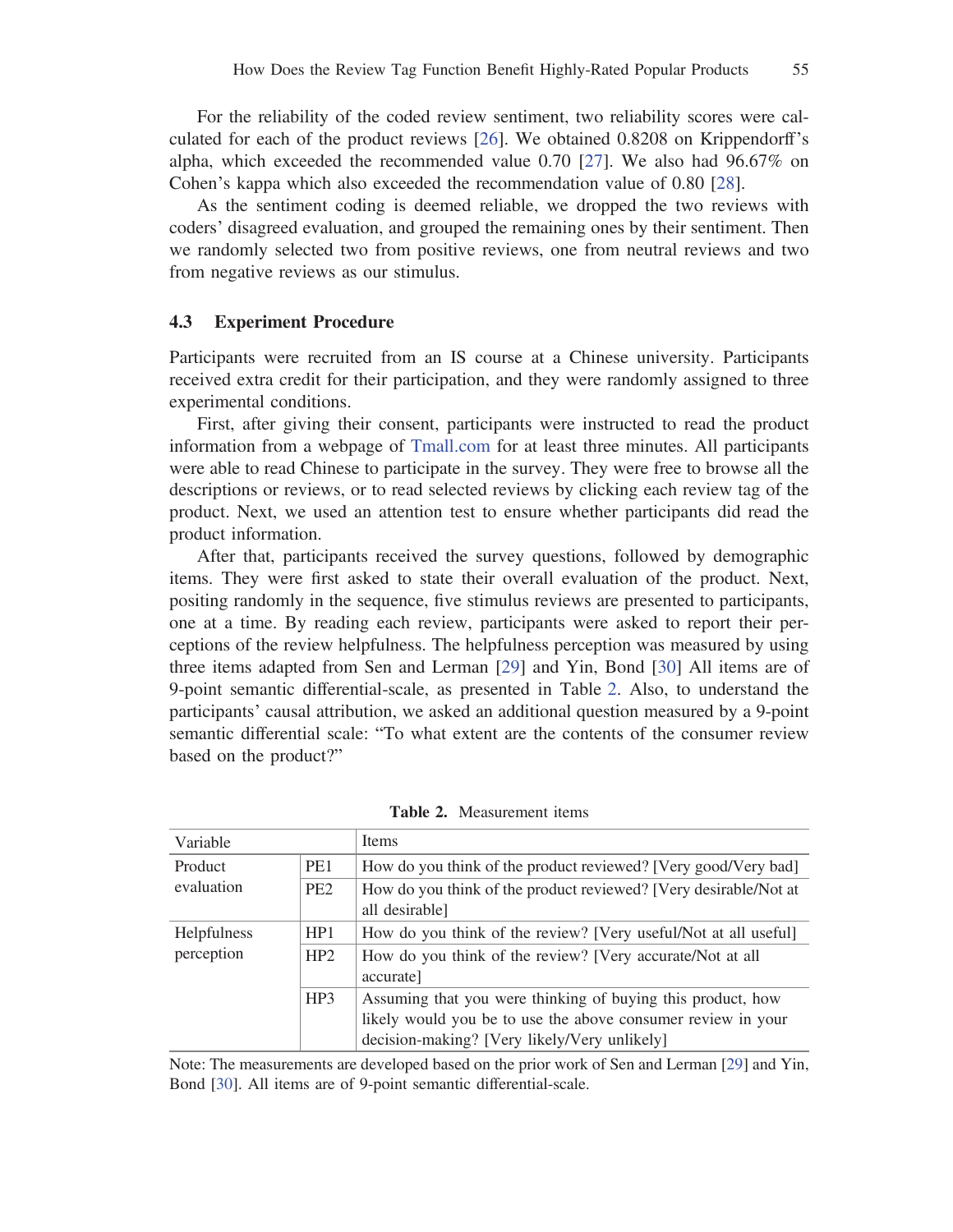For the reliability of the coded review sentiment, two reliability scores were calculated for each of the product reviews [26]. We obtained 0.8208 on Krippendorff's alpha, which exceeded the recommended value 0.70 [27]. We also had 96.67% on Cohen's kappa which also exceeded the recommendation value of 0.80 [28].

As the sentiment coding is deemed reliable, we dropped the two reviews with coders' disagreed evaluation, and grouped the remaining ones by their sentiment. Then we randomly selected two from positive reviews, one from neutral reviews and two from negative reviews as our stimulus.

### 4.3 Experiment Procedure

Participants were recruited from an IS course at a Chinese university. Participants received extra credit for their participation, and they were randomly assigned to three experimental conditions.

First, after giving their consent, participants were instructed to read the product information from a webpage of Tmall.com for at least three minutes. All participants were able to read Chinese to participate in the survey. They were free to browse all the descriptions or reviews, or to read selected reviews by clicking each review tag of the product. Next, we used an attention test to ensure whether participants did read the product information.

After that, participants received the survey questions, followed by demographic items. They were first asked to state their overall evaluation of the product. Next, positing randomly in the sequence, five stimulus reviews are presented to participants, one at a time. By reading each review, participants were asked to report their perceptions of the review helpfulness. The helpfulness perception was measured by using three items adapted from Sen and Lerman [29] and Yin, Bond [30] All items are of 9-point semantic differential-scale, as presented in Table 2. Also, to understand the participants' causal attribution, we asked an additional question measured by a 9-point semantic differential scale: "To what extent are the contents of the consumer review based on the product?"

**Table 2.** Measurement items

| Variable | | Items |
|---|---|---|
| Product evaluation | PE1 | How do you think of the product reviewed? [Very good/Very bad] |
| | PE2 | How do you think of the product reviewed? [Very desirable/Not at all desirable] |
| Helpfulness perception | HP1 | How do you think of the review? [Very useful/Not at all useful] |
| | HP2 | How do you think of the review? [Very accurate/Not at all accurate] |
| | HP3 | Assuming that you were thinking of buying this product, how likely would you be to use the above consumer review in your decision-making? [Very likely/Very unlikely] |

Note: The measurements are developed based on the prior work of Sen and Lerman [29] and Yin, Bond [30]. All items are of 9-point semantic differential-scale.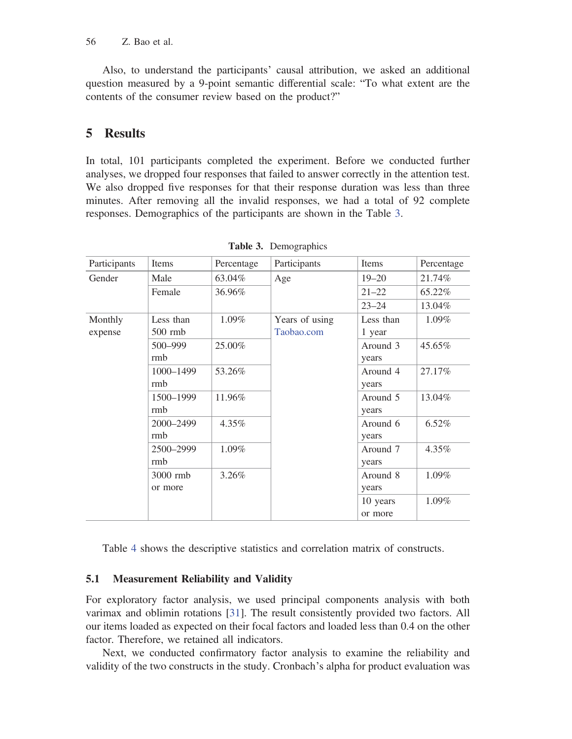Also, to understand the participants' causal attribution, we asked an additional question measured by a 9-point semantic differential scale: "To what extent are the contents of the consumer review based on the product?"

## 5 Results

In total, 101 participants completed the experiment. Before we conducted further analyses, we dropped four responses that failed to answer correctly in the attention test. We also dropped five responses for that their response duration was less than three minutes. After removing all the invalid responses, we had a total of 92 complete responses. Demographics of the participants are shown in the Table 3.

**Table 3.** Demographics

| Participants | Items | Percentage | Participants | Items | Percentage |
|---|---|---|---|---|---|
| Gender | Male | 63.04% | Age | 19–20 | 21.74% |
| | Female | 36.96% | | 21–22 | 65.22% |
| | | | | 23–24 | 13.04% |
| Monthly expense | Less than 500 rmb | 1.09% | Years of using Taobao.com | Less than 1 year | 1.09% |
| | 500–999 rmb | 25.00% | | Around 3 years | 45.65% |
| | 1000–1499 rmb | 53.26% | | Around 4 years | 27.17% |
| | 1500–1999 rmb | 11.96% | | Around 5 years | 13.04% |
| | 2000–2499 rmb | 4.35% | | Around 6 years | 6.52% |
| | 2500–2999 rmb | 1.09% | | Around 7 years | 4.35% |
| | 3000 rmb or more | 3.26% | | Around 8 years | 1.09% |
| | | | | 10 years or more | 1.09% |

Table 4 shows the descriptive statistics and correlation matrix of constructs.

### 5.1 Measurement Reliability and Validity

For exploratory factor analysis, we used principal components analysis with both varimax and oblimin rotations [31]. The result consistently provided two factors. All our items loaded as expected on their focal factors and loaded less than 0.4 on the other factor. Therefore, we retained all indicators.

Next, we conducted confirmatory factor analysis to examine the reliability and validity of the two constructs in the study. Cronbach's alpha for product evaluation was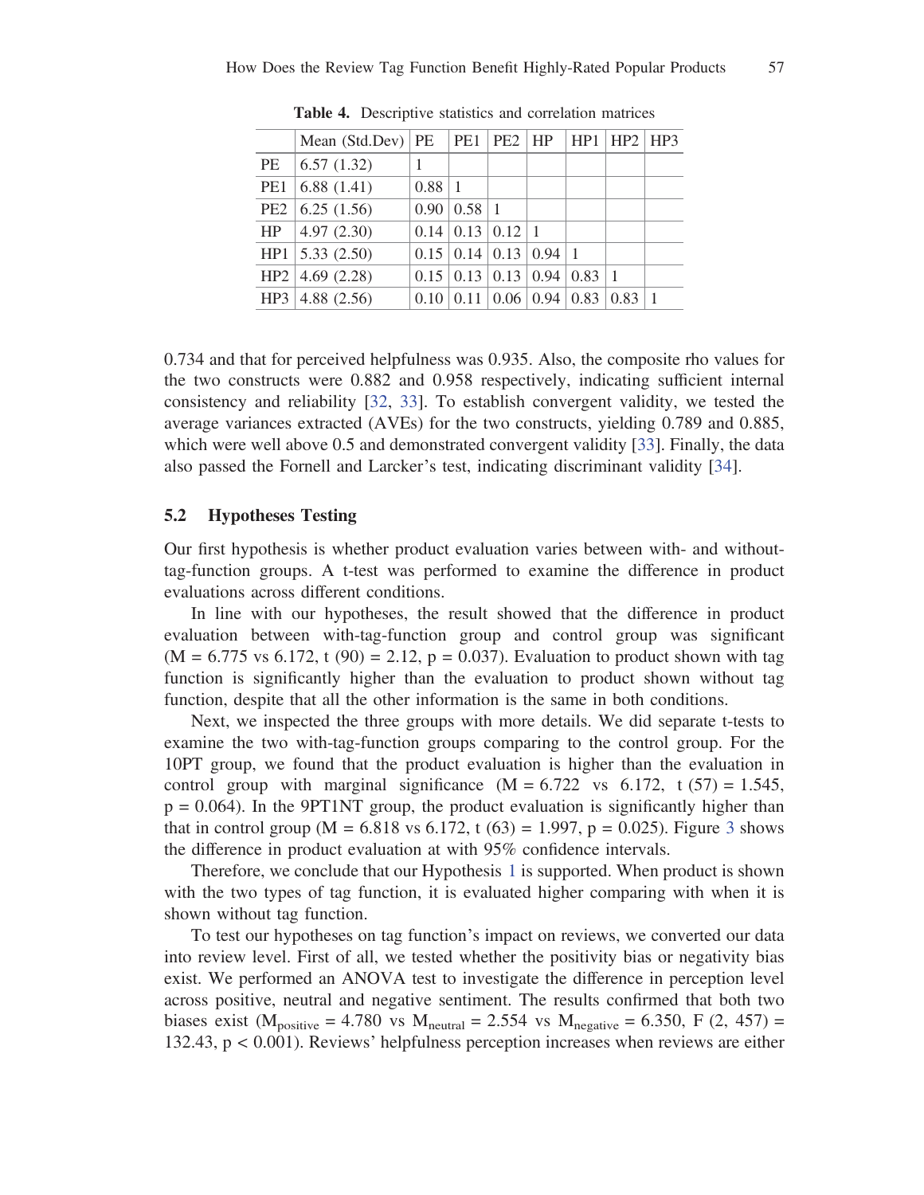**Table 4.** Descriptive statistics and correlation matrices

| | Mean (Std.Dev) | PE | PE1 | PE2 | HP | HP1 | HP2 | HP3 |
|---|---|---|---|---|---|---|---|---|
| PE | 6.57 (1.32) | 1 | | | | | | |
| PE1 | 6.88 (1.41) | 0.88 | 1 | | | | | |
| PE2 | 6.25 (1.56) | 0.90 | 0.58 | 1 | | | | |
| HP | 4.97 (2.30) | 0.14 | 0.13 | 0.12 | 1 | | | |
| HP1 | 5.33 (2.50) | 0.15 | 0.14 | 0.13 | 0.94 | 1 | | |
| HP2 | 4.69 (2.28) | 0.15 | 0.13 | 0.13 | 0.94 | 0.83 | 1 | |
| HP3 | 4.88 (2.56) | 0.10 | 0.11 | 0.06 | 0.94 | 0.83 | 0.83 | 1 |

0.734 and that for perceived helpfulness was 0.935. Also, the composite rho values for the two constructs were 0.882 and 0.958 respectively, indicating sufficient internal consistency and reliability [32, 33]. To establish convergent validity, we tested the average variances extracted (AVEs) for the two constructs, yielding 0.789 and 0.885, which were well above 0.5 and demonstrated convergent validity [33]. Finally, the data also passed the Fornell and Larcker's test, indicating discriminant validity [34].

### 5.2 Hypotheses Testing

Our first hypothesis is whether product evaluation varies between with- and without-tag-function groups. A t-test was performed to examine the difference in product evaluations across different conditions.

In line with our hypotheses, the result showed that the difference in product evaluation between with-tag-function group and control group was significant ($M = 6.775$ vs $6.172$, $t(90) = 2.12$, $p = 0.037$). Evaluation to product shown with tag function is significantly higher than the evaluation to product shown without tag function, despite that all the other information is the same in both conditions.

Next, we inspected the three groups with more details. We did separate t-tests to examine the two with-tag-function groups comparing to the control group. For the 10PT group, we found that the product evaluation is higher than the evaluation in control group with marginal significance ($M = 6.722$ vs $6.172$, $t(57) = 1.545$, $p = 0.064$). In the 9PT1NT group, the product evaluation is significantly higher than that in control group ($M = 6.818$ vs $6.172$, $t(63) = 1.997$, $p = 0.025$). Figure 3 shows the difference in product evaluation at with 95% confidence intervals.

Therefore, we conclude that our Hypothesis 1 is supported. When product is shown with the two types of tag function, it is evaluated higher comparing with when it is shown without tag function.

To test our hypotheses on tag function's impact on reviews, we converted our data into review level. First of all, we tested whether the positivity bias or negativity bias exist. We performed an ANOVA test to investigate the difference in perception level across positive, neutral and negative sentiment. The results confirmed that both two biases exist ($M_{positive} = 4.780$ vs $M_{neutral} = 2.554$ vs $M_{negative} = 6.350$, $F(2, 457) = 132.43$, $p < 0.001$). Reviews' helpfulness perception increases when reviews are either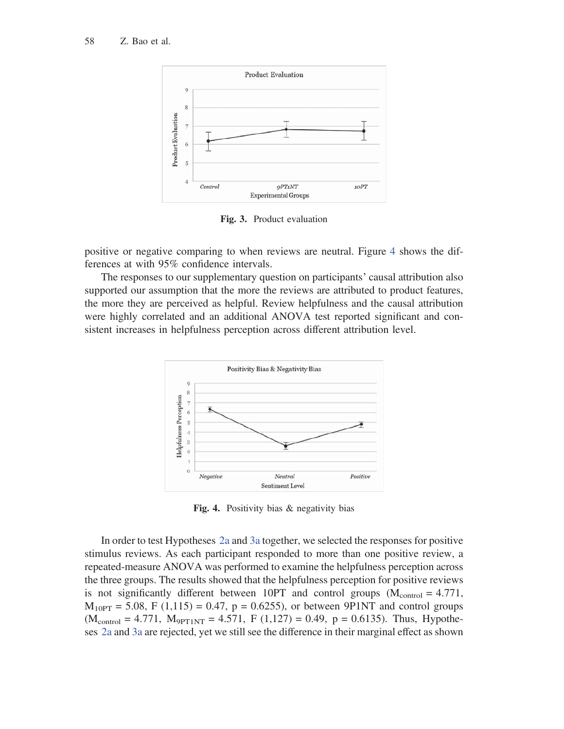**Fig. 3.** Product evaluation

positive or negative comparing to when reviews are neutral. Figure 4 shows the differences at with 95% confidence intervals.

The responses to our supplementary question on participants' causal attribution also supported our assumption that the more the reviews are attributed to product features, the more they are perceived as helpful. Review helpfulness and the causal attribution were highly correlated and an additional ANOVA test reported significant and consistent increases in helpfulness perception across different attribution level.

**Fig. 4.** Positivity bias & negativity bias

In order to test Hypotheses 2a and 3a together, we selected the responses for positive stimulus reviews. As each participant responded to more than one positive review, a repeated-measure ANOVA was performed to examine the helpfulness perception across the three groups. The results showed that the helpfulness perception for positive reviews is not significantly different between 10PT and control groups ($M_{control} = 4.771$, $M_{10PT} = 5.08$, $F\ (1{,}115) = 0.47$, $p = 0.6255$), or between 9P1NT and control groups ($M_{control} = 4.771$, $M_{9PT1NT} = 4.571$, $F\ (1{,}127) = 0.49$, $p = 0.6135$). Thus, Hypotheses 2a and 3a are rejected, yet we still see the difference in their marginal effect as shown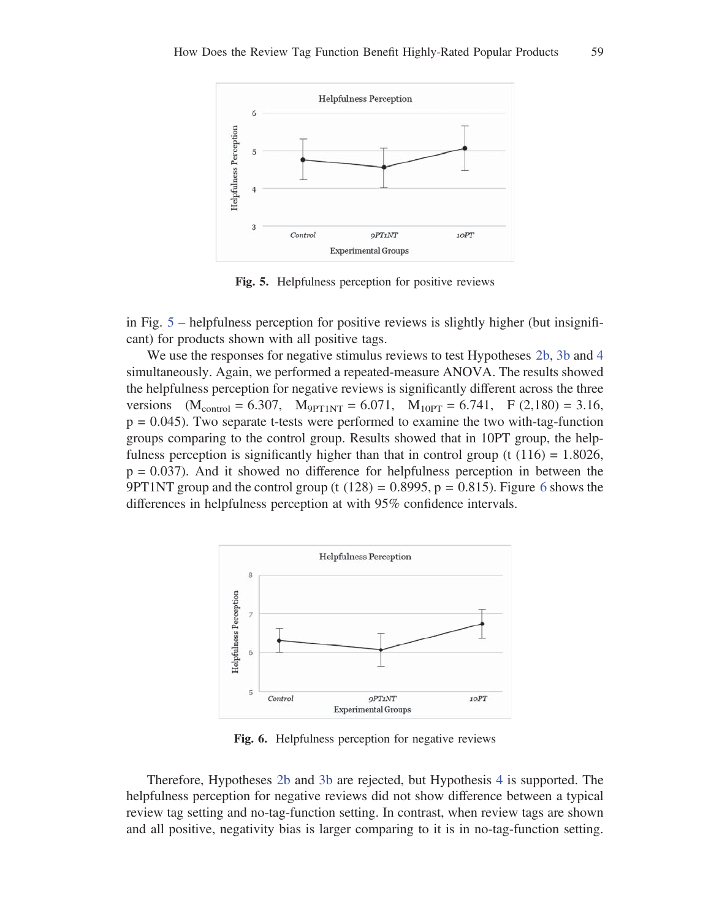Fig. 5. Helpfulness perception for positive reviews

in Fig. 5 – helpfulness perception for positive reviews is slightly higher (but insignificant) for products shown with all positive tags.

We use the responses for negative stimulus reviews to test Hypotheses 2b, 3b and 4 simultaneously. Again, we performed a repeated-measure ANOVA. The results showed the helpfulness perception for negative reviews is significantly different across the three versions ($M_{control} = 6.307$, $M_{9PT1NT} = 6.071$, $M_{10PT} = 6.741$, $F(2,180) = 3.16$, $p = 0.045$). Two separate t-tests were performed to examine the two with-tag-function groups comparing to the control group. Results showed that in 10PT group, the helpfulness perception is significantly higher than that in control group ($t(116) = 1.8026$, $p = 0.037$). And it showed no difference for helpfulness perception in between the 9PT1NT group and the control group ($t(128) = 0.8995$, $p = 0.815$). Figure 6 shows the differences in helpfulness perception at with 95% confidence intervals.

Fig. 6. Helpfulness perception for negative reviews

Therefore, Hypotheses 2b and 3b are rejected, but Hypothesis 4 is supported. The helpfulness perception for negative reviews did not show difference between a typical review tag setting and no-tag-function setting. In contrast, when review tags are shown and all positive, negativity bias is larger comparing to it is in no-tag-function setting.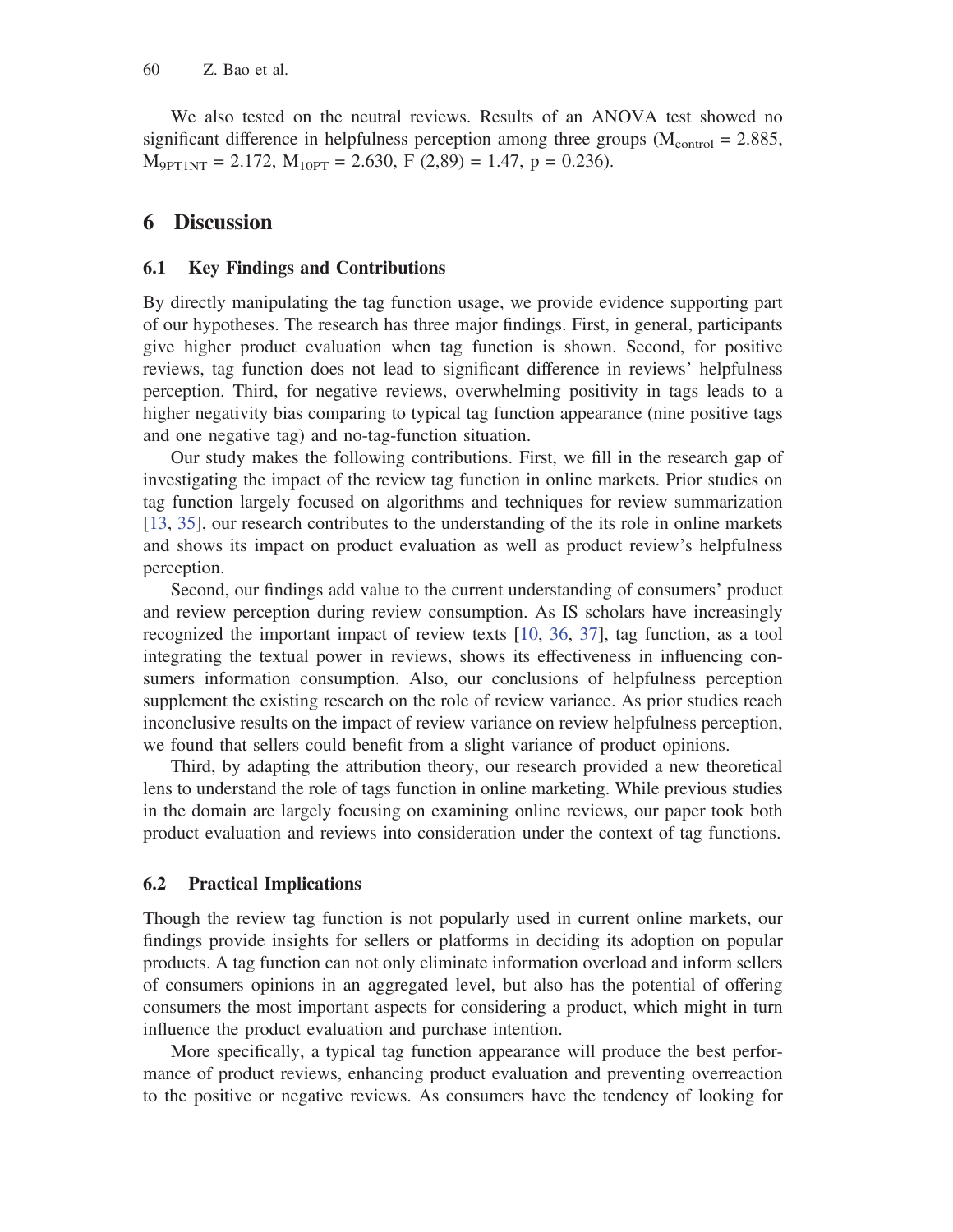We also tested on the neutral reviews. Results of an ANOVA test showed no significant difference in helpfulness perception among three groups ($M_{control} = 2.885$, $M_{9PT1NT} = 2.172$, $M_{10PT} = 2.630$, $F(2,89) = 1.47$, $p = 0.236$).

## 6 Discussion

### 6.1 Key Findings and Contributions

By directly manipulating the tag function usage, we provide evidence supporting part of our hypotheses. The research has three major findings. First, in general, participants give higher product evaluation when tag function is shown. Second, for positive reviews, tag function does not lead to significant difference in reviews' helpfulness perception. Third, for negative reviews, overwhelming positivity in tags leads to a higher negativity bias comparing to typical tag function appearance (nine positive tags and one negative tag) and no-tag-function situation.

Our study makes the following contributions. First, we fill in the research gap of investigating the impact of the review tag function in online markets. Prior studies on tag function largely focused on algorithms and techniques for review summarization [13, 35], our research contributes to the understanding of the its role in online markets and shows its impact on product evaluation as well as product review's helpfulness perception.

Second, our findings add value to the current understanding of consumers' product and review perception during review consumption. As IS scholars have increasingly recognized the important impact of review texts [10, 36, 37], tag function, as a tool integrating the textual power in reviews, shows its effectiveness in influencing consumers information consumption. Also, our conclusions of helpfulness perception supplement the existing research on the role of review variance. As prior studies reach inconclusive results on the impact of review variance on review helpfulness perception, we found that sellers could benefit from a slight variance of product opinions.

Third, by adapting the attribution theory, our research provided a new theoretical lens to understand the role of tags function in online marketing. While previous studies in the domain are largely focusing on examining online reviews, our paper took both product evaluation and reviews into consideration under the context of tag functions.

### 6.2 Practical Implications

Though the review tag function is not popularly used in current online markets, our findings provide insights for sellers or platforms in deciding its adoption on popular products. A tag function can not only eliminate information overload and inform sellers of consumers opinions in an aggregated level, but also has the potential of offering consumers the most important aspects for considering a product, which might in turn influence the product evaluation and purchase intention.

More specifically, a typical tag function appearance will produce the best performance of product reviews, enhancing product evaluation and preventing overreaction to the positive or negative reviews. As consumers have the tendency of looking for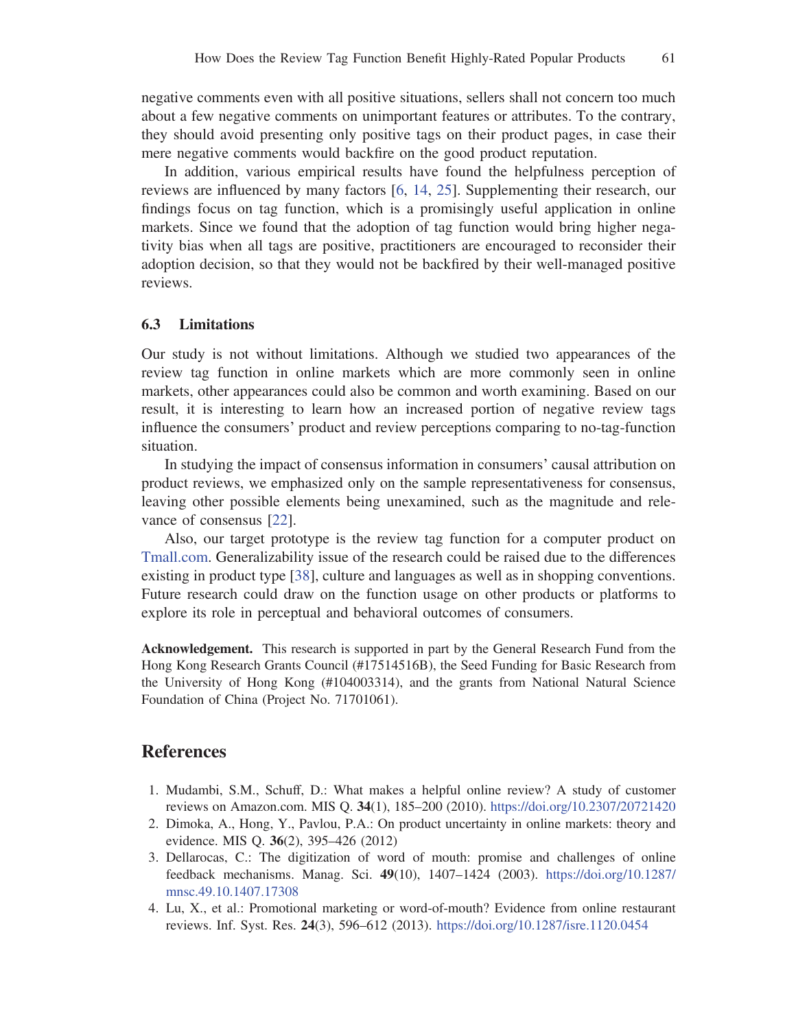negative comments even with all positive situations, sellers shall not concern too much about a few negative comments on unimportant features or attributes. To the contrary, they should avoid presenting only positive tags on their product pages, in case their mere negative comments would backfire on the good product reputation.

In addition, various empirical results have found the helpfulness perception of reviews are influenced by many factors [6, 14, 25]. Supplementing their research, our findings focus on tag function, which is a promisingly useful application in online markets. Since we found that the adoption of tag function would bring higher negativity bias when all tags are positive, practitioners are encouraged to reconsider their adoption decision, so that they would not be backfired by their well-managed positive reviews.

### 6.3 Limitations

Our study is not without limitations. Although we studied two appearances of the review tag function in online markets which are more commonly seen in online markets, other appearances could also be common and worth examining. Based on our result, it is interesting to learn how an increased portion of negative review tags influence the consumers' product and review perceptions comparing to no-tag-function situation.

In studying the impact of consensus information in consumers' causal attribution on product reviews, we emphasized only on the sample representativeness for consensus, leaving other possible elements being unexamined, such as the magnitude and relevance of consensus [22].

Also, our target prototype is the review tag function for a computer product on Tmall.com. Generalizability issue of the research could be raised due to the differences existing in product type [38], culture and languages as well as in shopping conventions. Future research could draw on the function usage on other products or platforms to explore its role in perceptual and behavioral outcomes of consumers.

**Acknowledgement.** This research is supported in part by the General Research Fund from the Hong Kong Research Grants Council (#17514516B), the Seed Funding for Basic Research from the University of Hong Kong (#104003314), and the grants from National Natural Science Foundation of China (Project No. 71701061).

## References

1. Mudambi, S.M., Schuff, D.: What makes a helpful online review? A study of customer reviews on Amazon.com. MIS Q. **34**(1), 185–200 (2010). https://doi.org/10.2307/20721420
2. Dimoka, A., Hong, Y., Pavlou, P.A.: On product uncertainty in online markets: theory and evidence. MIS Q. **36**(2), 395–426 (2012)
3. Dellarocas, C.: The digitization of word of mouth: promise and challenges of online feedback mechanisms. Manag. Sci. **49**(10), 1407–1424 (2003). https://doi.org/10.1287/mnsc.49.10.1407.17308
4. Lu, X., et al.: Promotional marketing or word-of-mouth? Evidence from online restaurant reviews. Inf. Syst. Res. **24**(3), 596–612 (2013). https://doi.org/10.1287/isre.1120.0454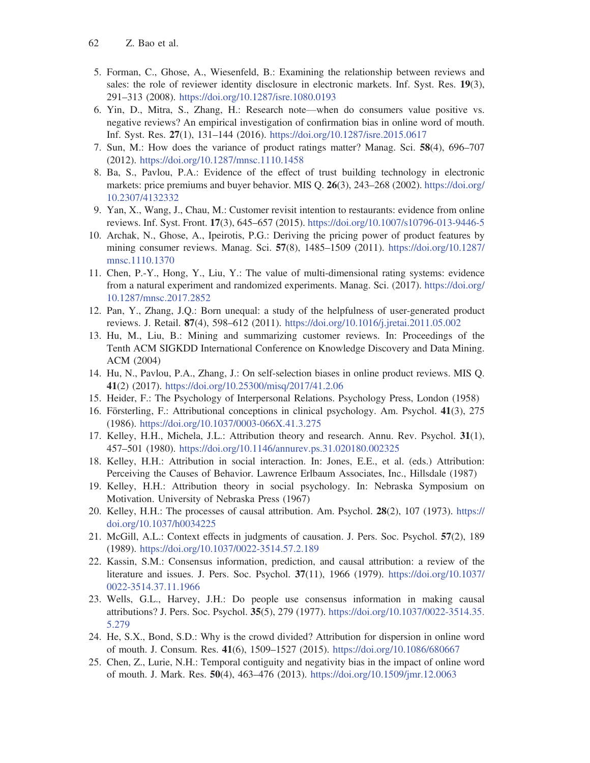5. Forman, C., Ghose, A., Wiesenfeld, B.: Examining the relationship between reviews and sales: the role of reviewer identity disclosure in electronic markets. Inf. Syst. Res. **19**(3), 291–313 (2008). https://doi.org/10.1287/isre.1080.0193
6. Yin, D., Mitra, S., Zhang, H.: Research note—when do consumers value positive vs. negative reviews? An empirical investigation of confirmation bias in online word of mouth. Inf. Syst. Res. **27**(1), 131–144 (2016). https://doi.org/10.1287/isre.2015.0617
7. Sun, M.: How does the variance of product ratings matter? Manag. Sci. **58**(4), 696–707 (2012). https://doi.org/10.1287/mnsc.1110.1458
8. Ba, S., Pavlou, P.A.: Evidence of the effect of trust building technology in electronic markets: price premiums and buyer behavior. MIS Q. **26**(3), 243–268 (2002). https://doi.org/10.2307/4132332
9. Yan, X., Wang, J., Chau, M.: Customer revisit intention to restaurants: evidence from online reviews. Inf. Syst. Front. **17**(3), 645–657 (2015). https://doi.org/10.1007/s10796-013-9446-5
10. Archak, N., Ghose, A., Ipeirotis, P.G.: Deriving the pricing power of product features by mining consumer reviews. Manag. Sci. **57**(8), 1485–1509 (2011). https://doi.org/10.1287/mnsc.1110.1370
11. Chen, P.-Y., Hong, Y., Liu, Y.: The value of multi-dimensional rating systems: evidence from a natural experiment and randomized experiments. Manag. Sci. (2017). https://doi.org/10.1287/mnsc.2017.2852
12. Pan, Y., Zhang, J.Q.: Born unequal: a study of the helpfulness of user-generated product reviews. J. Retail. **87**(4), 598–612 (2011). https://doi.org/10.1016/j.jretai.2011.05.002
13. Hu, M., Liu, B.: Mining and summarizing customer reviews. In: Proceedings of the Tenth ACM SIGKDD International Conference on Knowledge Discovery and Data Mining. ACM (2004)
14. Hu, N., Pavlou, P.A., Zhang, J.: On self-selection biases in online product reviews. MIS Q. **41**(2) (2017). https://doi.org/10.25300/misq/2017/41.2.06
15. Heider, F.: The Psychology of Interpersonal Relations. Psychology Press, London (1958)
16. Försterling, F.: Attributional conceptions in clinical psychology. Am. Psychol. **41**(3), 275 (1986). https://doi.org/10.1037/0003-066X.41.3.275
17. Kelley, H.H., Michela, J.L.: Attribution theory and research. Annu. Rev. Psychol. **31**(1), 457–501 (1980). https://doi.org/10.1146/annurev.ps.31.020180.002325
18. Kelley, H.H.: Attribution in social interaction. In: Jones, E.E., et al. (eds.) Attribution: Perceiving the Causes of Behavior. Lawrence Erlbaum Associates, Inc., Hillsdale (1987)
19. Kelley, H.H.: Attribution theory in social psychology. In: Nebraska Symposium on Motivation. University of Nebraska Press (1967)
20. Kelley, H.H.: The processes of causal attribution. Am. Psychol. **28**(2), 107 (1973). https://doi.org/10.1037/h0034225
21. McGill, A.L.: Context effects in judgments of causation. J. Pers. Soc. Psychol. **57**(2), 189 (1989). https://doi.org/10.1037/0022-3514.57.2.189
22. Kassin, S.M.: Consensus information, prediction, and causal attribution: a review of the literature and issues. J. Pers. Soc. Psychol. **37**(11), 1966 (1979). https://doi.org/10.1037/0022-3514.37.11.1966
23. Wells, G.L., Harvey, J.H.: Do people use consensus information in making causal attributions? J. Pers. Soc. Psychol. **35**(5), 279 (1977). https://doi.org/10.1037/0022-3514.35.5.279
24. He, S.X., Bond, S.D.: Why is the crowd divided? Attribution for dispersion in online word of mouth. J. Consum. Res. **41**(6), 1509–1527 (2015). https://doi.org/10.1086/680667
25. Chen, Z., Lurie, N.H.: Temporal contiguity and negativity bias in the impact of online word of mouth. J. Mark. Res. **50**(4), 463–476 (2013). https://doi.org/10.1509/jmr.12.0063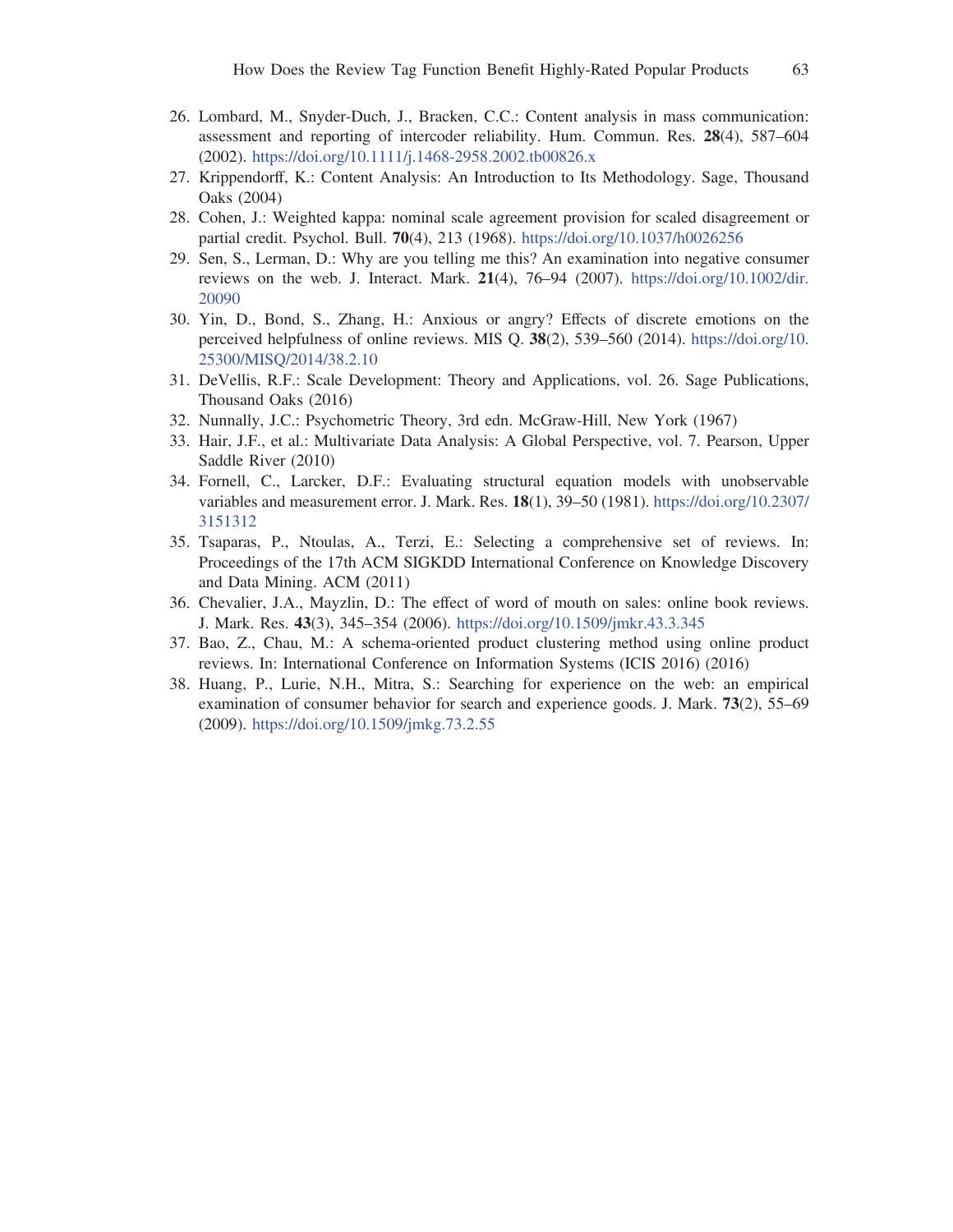26. Lombard, M., Snyder-Duch, J., Bracken, C.C.: Content analysis in mass communication: assessment and reporting of intercoder reliability. Hum. Commun. Res. **28**(4), 587–604 (2002). https://doi.org/10.1111/j.1468-2958.2002.tb00826.x
27. Krippendorff, K.: Content Analysis: An Introduction to Its Methodology. Sage, Thousand Oaks (2004)
28. Cohen, J.: Weighted kappa: nominal scale agreement provision for scaled disagreement or partial credit. Psychol. Bull. **70**(4), 213 (1968). https://doi.org/10.1037/h0026256
29. Sen, S., Lerman, D.: Why are you telling me this? An examination into negative consumer reviews on the web. J. Interact. Mark. **21**(4), 76–94 (2007). https://doi.org/10.1002/dir.20090
30. Yin, D., Bond, S., Zhang, H.: Anxious or angry? Effects of discrete emotions on the perceived helpfulness of online reviews. MIS Q. **38**(2), 539–560 (2014). https://doi.org/10.25300/MISQ/2014/38.2.10
31. DeVellis, R.F.: Scale Development: Theory and Applications, vol. 26. Sage Publications, Thousand Oaks (2016)
32. Nunnally, J.C.: Psychometric Theory, 3rd edn. McGraw-Hill, New York (1967)
33. Hair, J.F., et al.: Multivariate Data Analysis: A Global Perspective, vol. 7. Pearson, Upper Saddle River (2010)
34. Fornell, C., Larcker, D.F.: Evaluating structural equation models with unobservable variables and measurement error. J. Mark. Res. **18**(1), 39–50 (1981). https://doi.org/10.2307/3151312
35. Tsaparas, P., Ntoulas, A., Terzi, E.: Selecting a comprehensive set of reviews. In: Proceedings of the 17th ACM SIGKDD International Conference on Knowledge Discovery and Data Mining. ACM (2011)
36. Chevalier, J.A., Mayzlin, D.: The effect of word of mouth on sales: online book reviews. J. Mark. Res. **43**(3), 345–354 (2006). https://doi.org/10.1509/jmkr.43.3.345
37. Bao, Z., Chau, M.: A schema-oriented product clustering method using online product reviews. In: International Conference on Information Systems (ICIS 2016) (2016)
38. Huang, P., Lurie, N.H., Mitra, S.: Searching for experience on the web: an empirical examination of consumer behavior for search and experience goods. J. Mark. **73**(2), 55–69 (2009). https://doi.org/10.1509/jmkg.73.2.55